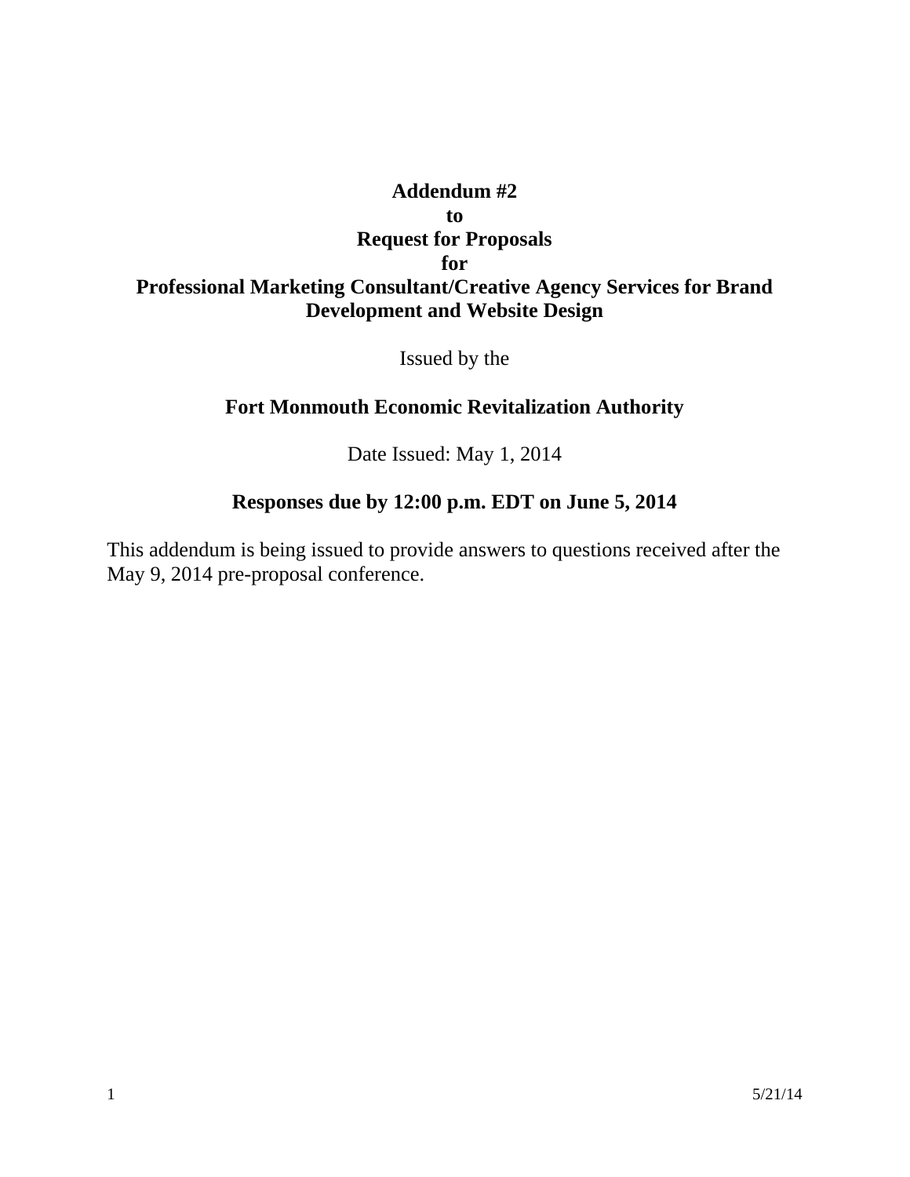# Addendum #2
# to
# Request for Proposals
# for
# Professional Marketing Consultant/Creative Agency Services for Brand Development and Website Design

Issued by the

**Fort Monmouth Economic Revitalization Authority**

Date Issued: May 1, 2014

**Responses due by 12:00 p.m. EDT on June 5, 2014**

This addendum is being issued to provide answers to questions received after the May 9, 2014 pre-proposal conference.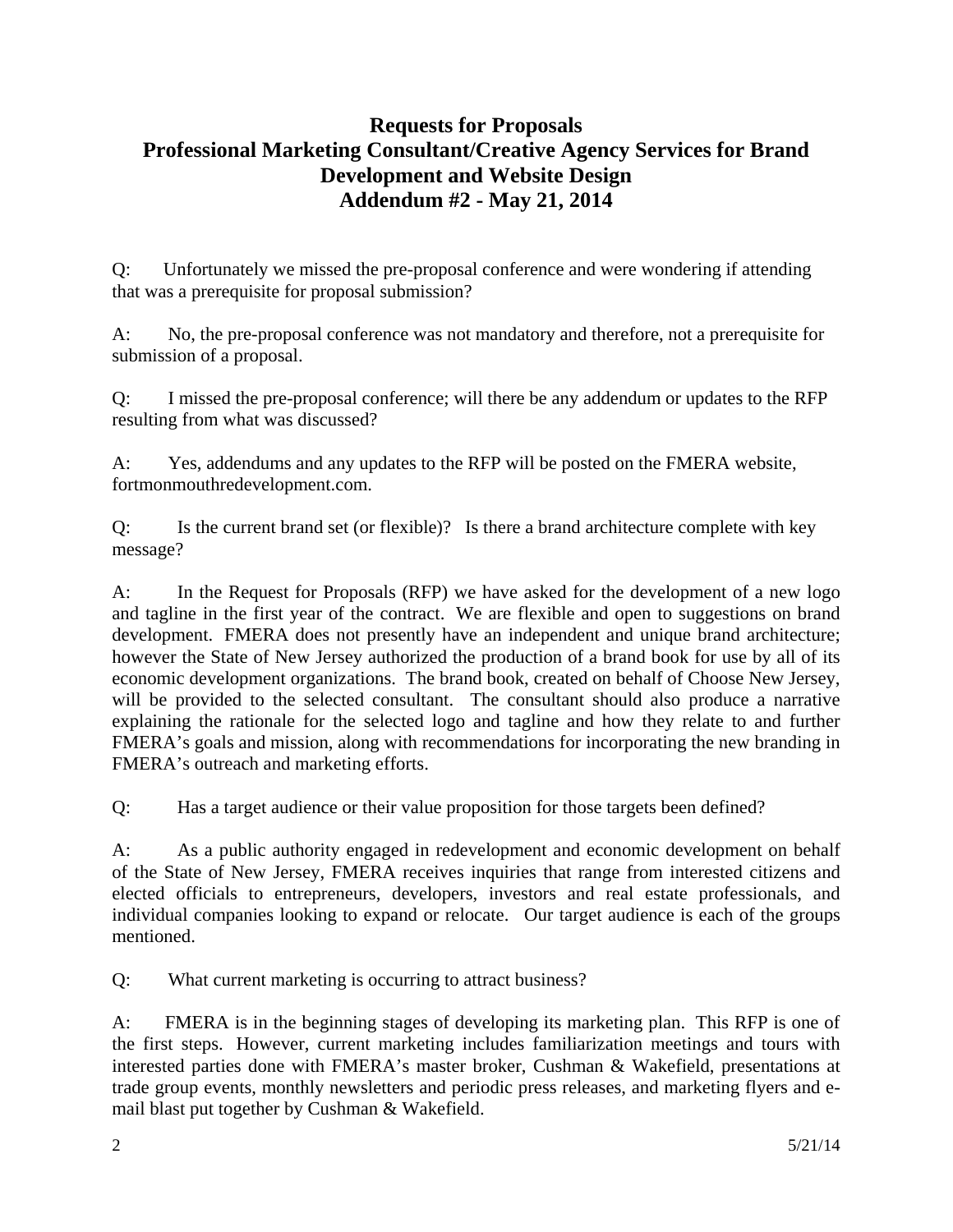# Requests for Proposals
# Professional Marketing Consultant/Creative Agency Services for Brand Development and Website Design
# Addendum #2 - May 21, 2014

Q: Unfortunately we missed the pre-proposal conference and were wondering if attending that was a prerequisite for proposal submission?

A: No, the pre-proposal conference was not mandatory and therefore, not a prerequisite for submission of a proposal.

Q: I missed the pre-proposal conference; will there be any addendum or updates to the RFP resulting from what was discussed?

A: Yes, addendums and any updates to the RFP will be posted on the FMERA website, fortmonmouthredevelopment.com.

Q: Is the current brand set (or flexible)? Is there a brand architecture complete with key message?

A: In the Request for Proposals (RFP) we have asked for the development of a new logo and tagline in the first year of the contract. We are flexible and open to suggestions on brand development. FMERA does not presently have an independent and unique brand architecture; however the State of New Jersey authorized the production of a brand book for use by all of its economic development organizations. The brand book, created on behalf of Choose New Jersey, will be provided to the selected consultant. The consultant should also produce a narrative explaining the rationale for the selected logo and tagline and how they relate to and further FMERA's goals and mission, along with recommendations for incorporating the new branding in FMERA's outreach and marketing efforts.

Q: Has a target audience or their value proposition for those targets been defined?

A: As a public authority engaged in redevelopment and economic development on behalf of the State of New Jersey, FMERA receives inquiries that range from interested citizens and elected officials to entrepreneurs, developers, investors and real estate professionals, and individual companies looking to expand or relocate. Our target audience is each of the groups mentioned.

Q: What current marketing is occurring to attract business?

A: FMERA is in the beginning stages of developing its marketing plan. This RFP is one of the first steps. However, current marketing includes familiarization meetings and tours with interested parties done with FMERA's master broker, Cushman & Wakefield, presentations at trade group events, monthly newsletters and periodic press releases, and marketing flyers and e-mail blast put together by Cushman & Wakefield.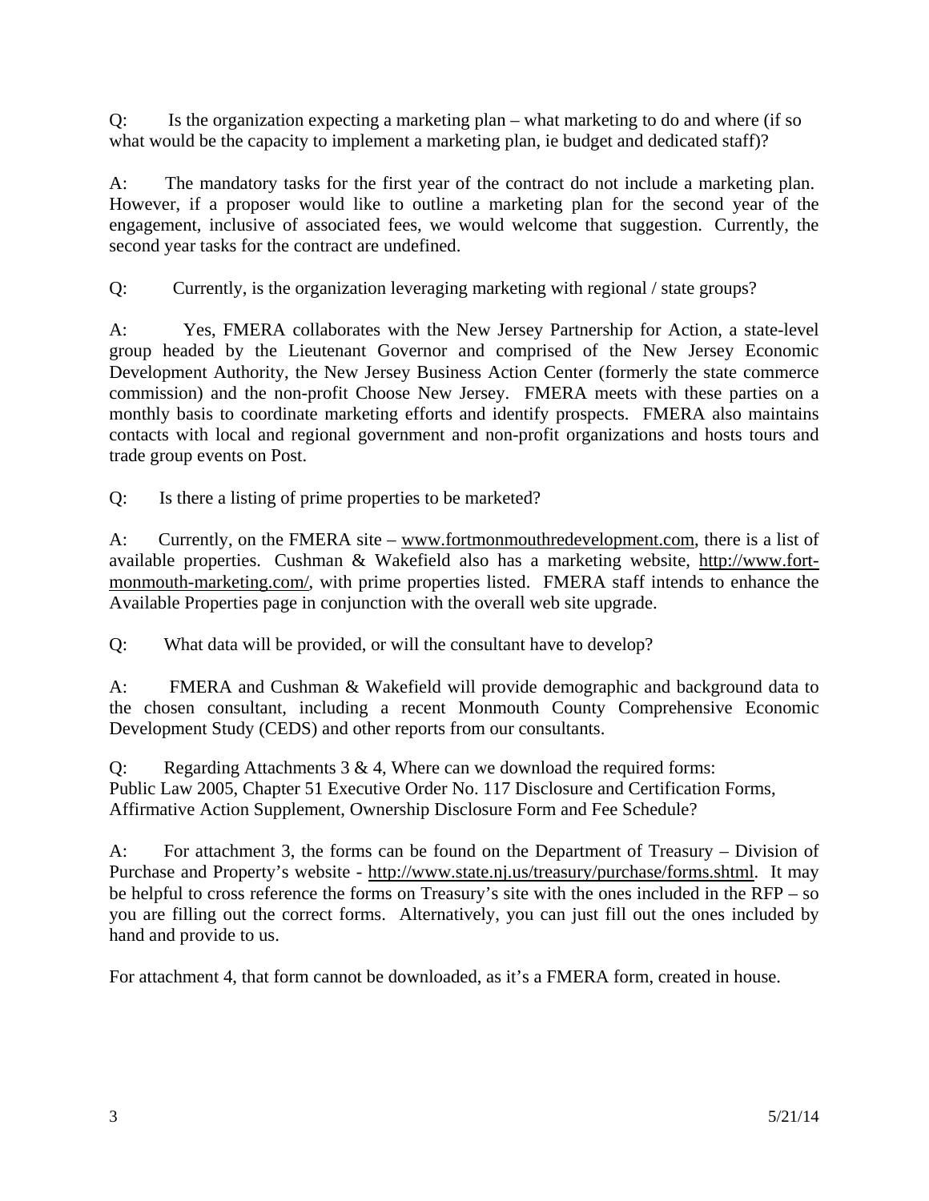Q: Is the organization expecting a marketing plan – what marketing to do and where (if so what would be the capacity to implement a marketing plan, ie budget and dedicated staff)?

A: The mandatory tasks for the first year of the contract do not include a marketing plan. However, if a proposer would like to outline a marketing plan for the second year of the engagement, inclusive of associated fees, we would welcome that suggestion. Currently, the second year tasks for the contract are undefined.

Q: Currently, is the organization leveraging marketing with regional / state groups?

A: Yes, FMERA collaborates with the New Jersey Partnership for Action, a state-level group headed by the Lieutenant Governor and comprised of the New Jersey Economic Development Authority, the New Jersey Business Action Center (formerly the state commerce commission) and the non-profit Choose New Jersey. FMERA meets with these parties on a monthly basis to coordinate marketing efforts and identify prospects. FMERA also maintains contacts with local and regional government and non-profit organizations and hosts tours and trade group events on Post.

Q: Is there a listing of prime properties to be marketed?

A: Currently, on the FMERA site – www.fortmonmouthredevelopment.com, there is a list of available properties. Cushman & Wakefield also has a marketing website, http://www.fort-monmouth-marketing.com/, with prime properties listed. FMERA staff intends to enhance the Available Properties page in conjunction with the overall web site upgrade.

Q: What data will be provided, or will the consultant have to develop?

A: FMERA and Cushman & Wakefield will provide demographic and background data to the chosen consultant, including a recent Monmouth County Comprehensive Economic Development Study (CEDS) and other reports from our consultants.

Q: Regarding Attachments 3 & 4, Where can we download the required forms: Public Law 2005, Chapter 51 Executive Order No. 117 Disclosure and Certification Forms, Affirmative Action Supplement, Ownership Disclosure Form and Fee Schedule?

A: For attachment 3, the forms can be found on the Department of Treasury – Division of Purchase and Property's website - http://www.state.nj.us/treasury/purchase/forms.shtml. It may be helpful to cross reference the forms on Treasury's site with the ones included in the RFP – so you are filling out the correct forms. Alternatively, you can just fill out the ones included by hand and provide to us.

For attachment 4, that form cannot be downloaded, as it's a FMERA form, created in house.